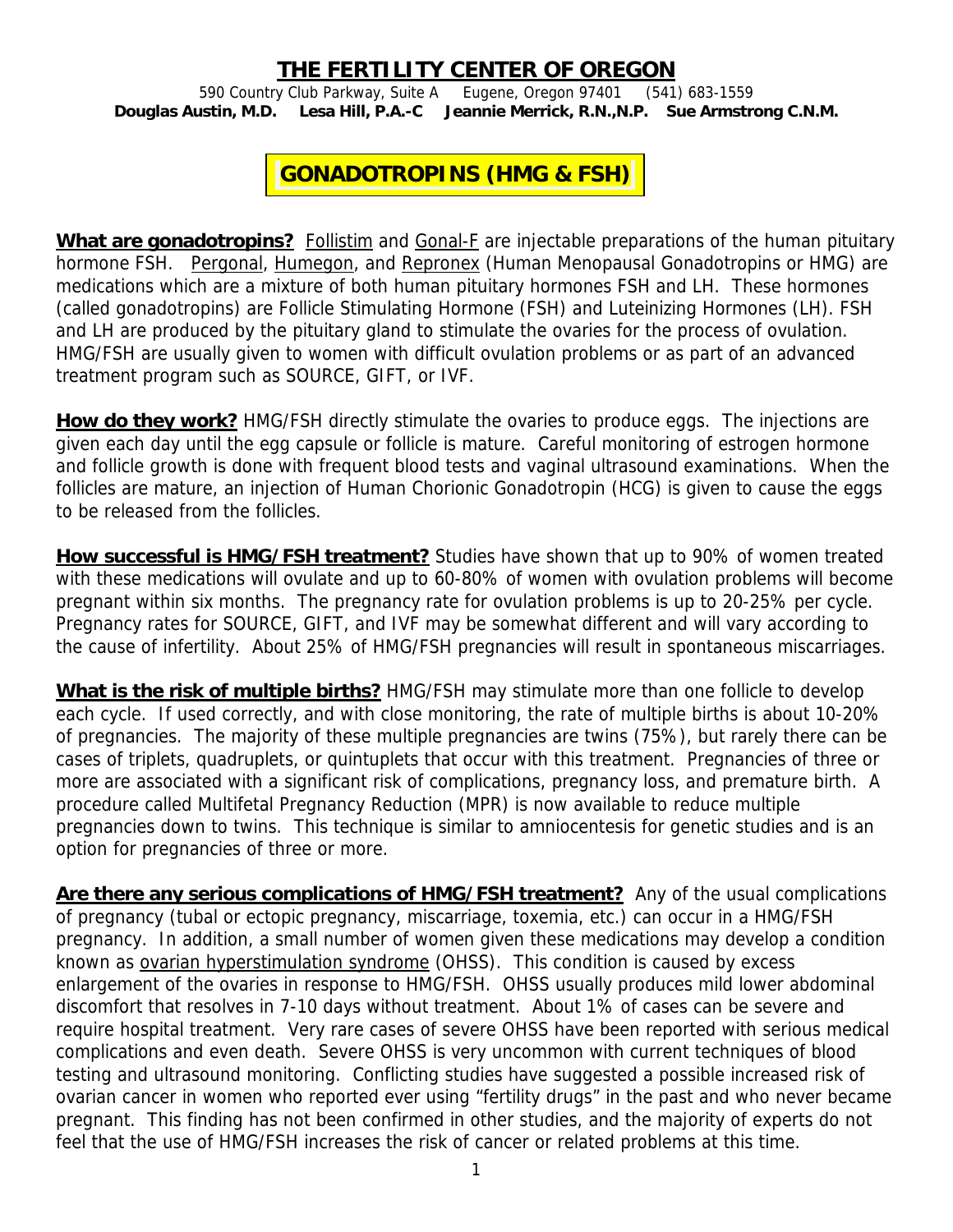# THE FERTILITY CENTER OF OREGON

590 Country Club Parkway, Suite A Eugene, Oregon 97401 (541) 683-1559

**Douglas Austin, M.D. Lesa Hill, P.A.-C Jeannie Merrick, R.N.,N.P. Sue Armstrong C.N.M.**

## GONADOTROPINS (HMG & FSH)

**What are gonadotropins?** Follistim and Gonal-F are injectable preparations of the human pituitary hormone FSH. Pergonal, Humegon, and Repronex (Human Menopausal Gonadotropins or HMG) are medications which are a mixture of both human pituitary hormones FSH and LH. These hormones (called gonadotropins) are Follicle Stimulating Hormone (FSH) and Luteinizing Hormones (LH). FSH and LH are produced by the pituitary gland to stimulate the ovaries for the process of ovulation. HMG/FSH are usually given to women with difficult ovulation problems or as part of an advanced treatment program such as SOURCE, GIFT, or IVF.

**How do they work?** HMG/FSH directly stimulate the ovaries to produce eggs. The injections are given each day until the egg capsule or follicle is mature. Careful monitoring of estrogen hormone and follicle growth is done with frequent blood tests and vaginal ultrasound examinations. When the follicles are mature, an injection of Human Chorionic Gonadotropin (HCG) is given to cause the eggs to be released from the follicles.

**How successful is HMG/FSH treatment?** Studies have shown that up to 90% of women treated with these medications will ovulate and up to 60-80% of women with ovulation problems will become pregnant within six months. The pregnancy rate for ovulation problems is up to 20-25% per cycle. Pregnancy rates for SOURCE, GIFT, and IVF may be somewhat different and will vary according to the cause of infertility. About 25% of HMG/FSH pregnancies will result in spontaneous miscarriages.

**What is the risk of multiple births?** HMG/FSH may stimulate more than one follicle to develop each cycle. If used correctly, and with close monitoring, the rate of multiple births is about 10-20% of pregnancies. The majority of these multiple pregnancies are twins (75%), but rarely there can be cases of triplets, quadruplets, or quintuplets that occur with this treatment. Pregnancies of three or more are associated with a significant risk of complications, pregnancy loss, and premature birth. A procedure called Multifetal Pregnancy Reduction (MPR) is now available to reduce multiple pregnancies down to twins. This technique is similar to amniocentesis for genetic studies and is an option for pregnancies of three or more.

**Are there any serious complications of HMG/FSH treatment?** Any of the usual complications of pregnancy (tubal or ectopic pregnancy, miscarriage, toxemia, etc.) can occur in a HMG/FSH pregnancy. In addition, a small number of women given these medications may develop a condition known as ovarian hyperstimulation syndrome (OHSS). This condition is caused by excess enlargement of the ovaries in response to HMG/FSH. OHSS usually produces mild lower abdominal discomfort that resolves in 7-10 days without treatment. About 1% of cases can be severe and require hospital treatment. Very rare cases of severe OHSS have been reported with serious medical complications and even death. Severe OHSS is very uncommon with current techniques of blood testing and ultrasound monitoring. Conflicting studies have suggested a possible increased risk of ovarian cancer in women who reported ever using "fertility drugs" in the past and who never became pregnant. This finding has not been confirmed in other studies, and the majority of experts do not feel that the use of HMG/FSH increases the risk of cancer or related problems at this time.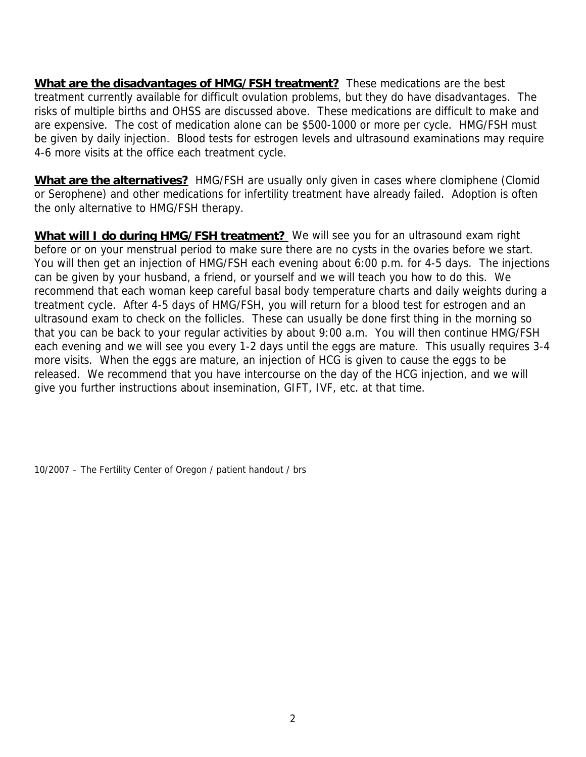**What are the disadvantages of HMG/FSH treatment?** These medications are the best treatment currently available for difficult ovulation problems, but they do have disadvantages. The risks of multiple births and OHSS are discussed above. These medications are difficult to make and are expensive. The cost of medication alone can be $500-1000 or more per cycle. HMG/FSH must be given by daily injection. Blood tests for estrogen levels and ultrasound examinations may require 4-6 more visits at the office each treatment cycle.

**What are the alternatives?** HMG/FSH are usually only given in cases where clomiphene (Clomid or Serophene) and other medications for infertility treatment have already failed. Adoption is often the only alternative to HMG/FSH therapy.

**What will I do during HMG/FSH treatment?** We will see you for an ultrasound exam right before or on your menstrual period to make sure there are no cysts in the ovaries before we start. You will then get an injection of HMG/FSH each evening about 6:00 p.m. for 4-5 days. The injections can be given by your husband, a friend, or yourself and we will teach you how to do this. We recommend that each woman keep careful basal body temperature charts and daily weights during a treatment cycle. After 4-5 days of HMG/FSH, you will return for a blood test for estrogen and an ultrasound exam to check on the follicles. These can usually be done first thing in the morning so that you can be back to your regular activities by about 9:00 a.m. You will then continue HMG/FSH each evening and we will see you every 1-2 days until the eggs are mature. This usually requires 3-4 more visits. When the eggs are mature, an injection of HCG is given to cause the eggs to be released. We recommend that you have intercourse on the day of the HCG injection, and we will give you further instructions about insemination, GIFT, IVF, etc. at that time.

10/2007 – The Fertility Center of Oregon / patient handout / brs